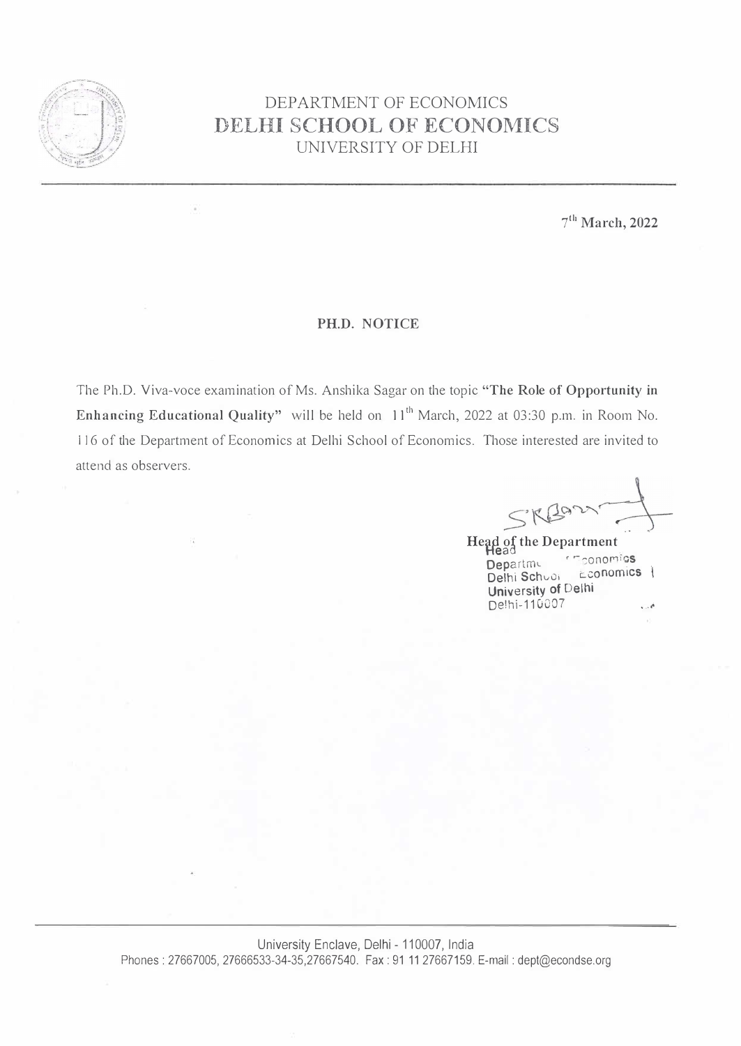# DEPARTMENT OF ECONOMICS
# DELHI SCHOOL OF ECONOMICS
## UNIVERSITY OF DELHI

**7th March, 2022**

### PH.D. NOTICE

The Ph.D. Viva-voce examination of Ms. Anshika Sagar on the topic **"The Role of Opportunity in Enhancing Educational Quality"** will be held on 11th March, 2022 at 03:30 p.m. in Room No. 116 of the Department of Economics at Delhi School of Economics. Those interested are invited to attend as observers.

**Head of the Department**

Head
Department of Economics
Delhi School of Economics
University of Delhi
Delhi-110007

University Enclave, Delhi - 110007, India
Phones : 27667005, 27666533-34-35,27667540. Fax : 91 11 27667159. E-mail : dept@econdse.org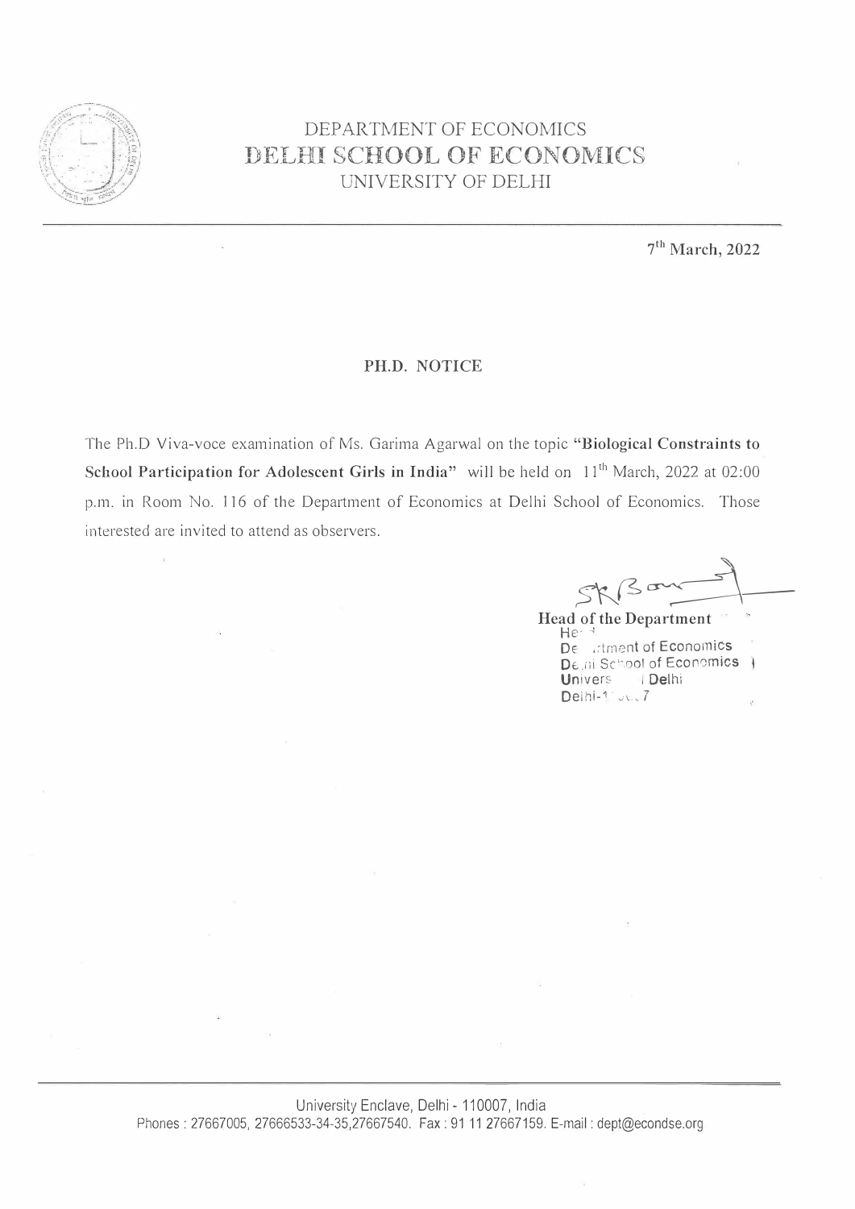# DEPARTMENT OF ECONOMICS
# DELHI SCHOOL OF ECONOMICS
## UNIVERSITY OF DELHI

**7th March, 2022**

**PH.D. NOTICE**

The Ph.D Viva-voce examination of Ms. Garima Agarwal on the topic **"Biological Constraints to School Participation for Adolescent Girls in India"** will be held on 11th March, 2022 at 02:00 p.m. in Room No. 116 of the Department of Economics at Delhi School of Economics. Those interested are invited to attend as observers.

**Head of the Department**

Head
Department of Economics
Delhi School of Economics
University of Delhi
Delhi-110007

University Enclave, Delhi - 110007, India
Phones : 27667005, 27666533-34-35,27667540. Fax : 91 11 27667159. E-mail : dept@econdse.org